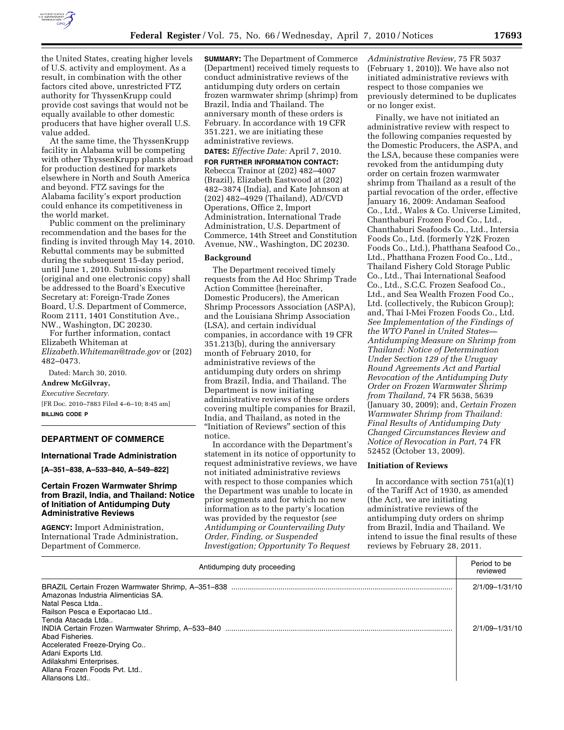the United States, creating higher levels of U.S. activity and employment. As a result, in combination with the other factors cited above, unrestricted FTZ authority for ThyssenKrupp could provide cost savings that would not be equally available to other domestic producers that have higher overall U.S. value added.

At the same time, the ThyssenKrupp facility in Alabama will be competing with other ThyssenKrupp plants abroad for production destined for markets elsewhere in North and South America and beyond. FTZ savings for the Alabama facility's export production could enhance its competitiveness in the world market.

Public comment on the preliminary recommendation and the bases for the finding is invited through May 14, 2010. Rebuttal comments may be submitted during the subsequent 15-day period, until June 1, 2010. Submissions (original and one electronic copy) shall be addressed to the Board's Executive Secretary at: Foreign-Trade Zones Board, U.S. Department of Commerce, Room 2111, 1401 Constitution Ave., NW., Washington, DC 20230.

For further information, contact Elizabeth Whiteman at *Elizabeth.Whiteman@trade.gov* or (202) 482–0473.

Dated: March 30, 2010.

**Andrew McGilvray,**

*Executive Secretary.*

[FR Doc. 2010–7883 Filed 4–6–10; 8:45 am]

**BILLING CODE P**

## DEPARTMENT OF COMMERCE

### International Trade Administration

**[A–351–838, A–533–840, A–549–822]**

### Certain Frozen Warmwater Shrimp from Brazil, India, and Thailand: Notice of Initiation of Antidumping Duty Administrative Reviews

**AGENCY:** Import Administration, International Trade Administration, Department of Commerce.

**SUMMARY:** The Department of Commerce (Department) received timely requests to conduct administrative reviews of the antidumping duty orders on certain frozen warmwater shrimp (shrimp) from Brazil, India and Thailand. The anniversary month of these orders is February. In accordance with 19 CFR 351.221, we are initiating these administrative reviews.

**DATES:** *Effective Date:* April 7, 2010.

**FOR FURTHER INFORMATION CONTACT:** Rebecca Trainor at (202) 482–4007 (Brazil), Elizabeth Eastwood at (202) 482–3874 (India), and Kate Johnson at (202) 482–4929 (Thailand), AD/CVD Operations, Office 2, Import Administration, International Trade Administration, U.S. Department of Commerce, 14th Street and Constitution Avenue, NW., Washington, DC 20230.

**Background**

The Department received timely requests from the Ad Hoc Shrimp Trade Action Committee (hereinafter, Domestic Producers), the American Shrimp Processors Association (ASPA), and the Louisiana Shrimp Association (LSA), and certain individual companies, in accordance with 19 CFR 351.213(b), during the anniversary month of February 2010, for administrative reviews of the antidumping duty orders on shrimp from Brazil, India, and Thailand. The Department is now initiating administrative reviews of these orders covering multiple companies for Brazil, India, and Thailand, as noted in the "Initiation of Reviews" section of this notice.

In accordance with the Department's statement in its notice of opportunity to request administrative reviews, we have not initiated administrative reviews with respect to those companies which the Department was unable to locate in prior segments and for which no new information as to the party's location was provided by the requestor (*see Antidumping or Countervailing Duty Order, Finding, or Suspended Investigation; Opportunity To Request Administrative Review,* 75 FR 5037 (February 1, 2010)). We have also not initiated administrative reviews with respect to those companies we previously determined to be duplicates or no longer exist.

Finally, we have not initiated an administrative review with respect to the following companies requested by the Domestic Producers, the ASPA, and the LSA, because these companies were revoked from the antidumping duty order on certain frozen warmwater shrimp from Thailand as a result of the partial revocation of the order, effective January 16, 2009: Andaman Seafood Co., Ltd., Wales & Co. Universe Limited, Chanthaburi Frozen Food Co., Ltd., Chanthaburi Seafoods Co., Ltd., Intersia Foods Co., Ltd. (formerly Y2K Frozen Foods Co., Ltd.), Phatthana Seafood Co., Ltd., Phatthana Frozen Food Co., Ltd., Thailand Fishery Cold Storage Public Co., Ltd., Thai International Seafood Co., Ltd., S.C.C. Frozen Seafood Co., Ltd., and Sea Wealth Frozen Food Co., Ltd. (collectively, the Rubicon Group); and, Thai I-Mei Frozen Foods Co., Ltd. *See Implementation of the Findings of the WTO Panel in United States—Antidumping Measure on Shrimp from Thailand: Notice of Determination Under Section 129 of the Uruguay Round Agreements Act and Partial Revocation of the Antidumping Duty Order on Frozen Warmwater Shrimp from Thailand,* 74 FR 5638, 5639 (January 30, 2009); and, *Certain Frozen Warmwater Shrimp from Thailand: Final Results of Antidumping Duty Changed Circumstances Review and Notice of Revocation in Part,* 74 FR 52452 (October 13, 2009).

**Initiation of Reviews**

In accordance with section 751(a)(1) of the Tariff Act of 1930, as amended (the Act), we are initiating administrative reviews of the antidumping duty orders on shrimp from Brazil, India and Thailand. We intend to issue the final results of these reviews by February 28, 2011.

| Antidumping duty proceeding | Period to be reviewed |
|---|---|
| BRAZIL Certain Frozen Warmwater Shrimp, A–351–838 | 2/1/09–1/31/10 |
| Amazonas Industria Alimenticias SA. | |
| Natal Pesca Ltda.. | |
| Railson Pesca e Exportacao Ltd.. | |
| Tenda Atacada Ltda.. | |
| INDIA Certain Frozen Warmwater Shrimp, A–533–840 | 2/1/09–1/31/10 |
| Abad Fisheries. | |
| Accelerated Freeze-Drying Co.. | |
| Adani Exports Ltd. | |
| Adilakshmi Enterprises. | |
| Allana Frozen Foods Pvt. Ltd.. | |
| Allansons Ltd.. | |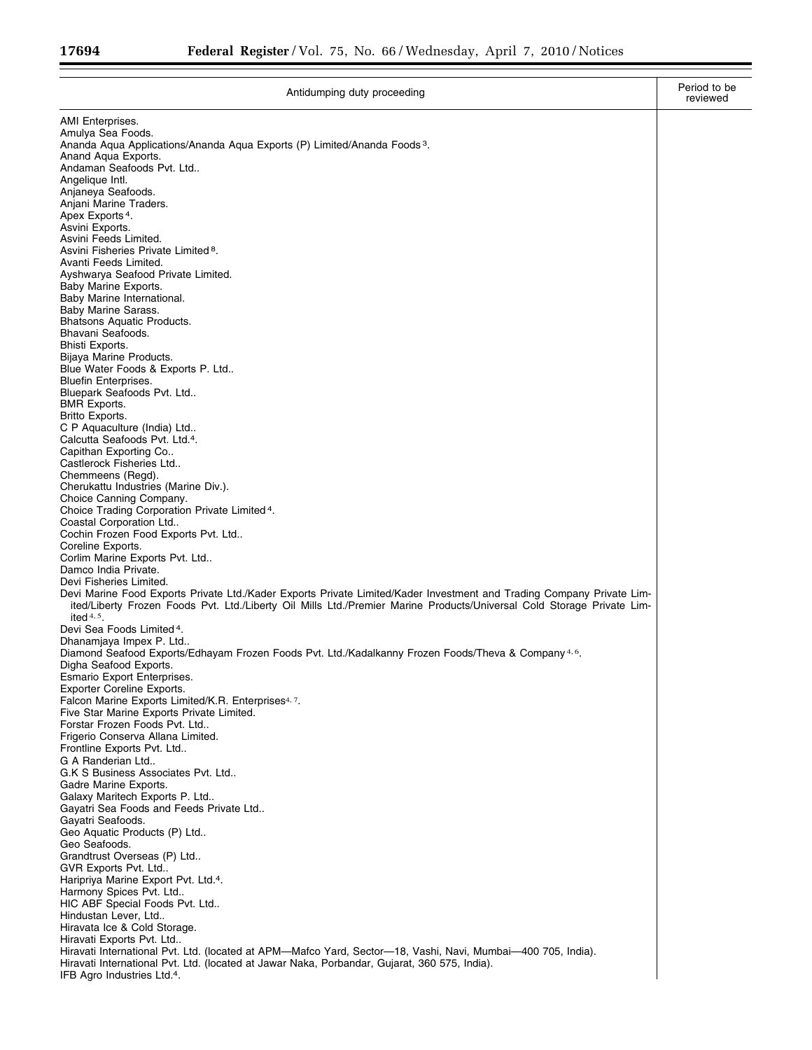| Antidumping duty proceeding | Period to be reviewed |
| --- | --- |
| AMI Enterprises. | |
| Amulya Sea Foods. | |
| Ananda Aqua Applications/Ananda Aqua Exports (P) Limited/Ananda Foods [3]. | |
| Anand Aqua Exports. | |
| Andaman Seafoods Pvt. Ltd.. | |
| Angelique Intl. | |
| Anjaneya Seafoods. | |
| Anjani Marine Traders. | |
| Apex Exports [4]. | |
| Asvini Exports. | |
| Asvini Feeds Limited. | |
| Asvini Fisheries Private Limited [8]. | |
| Avanti Feeds Limited. | |
| Ayshwarya Seafood Private Limited. | |
| Baby Marine Exports. | |
| Baby Marine International. | |
| Baby Marine Sarass. | |
| Bhatsons Aquatic Products. | |
| Bhavani Seafoods. | |
| Bhisti Exports. | |
| Bijaya Marine Products. | |
| Blue Water Foods & Exports P. Ltd.. | |
| Bluefin Enterprises. | |
| Bluepark Seafoods Pvt. Ltd.. | |
| BMR Exports. | |
| Britto Exports. | |
| C P Aquaculture (India) Ltd.. | |
| Calcutta Seafoods Pvt. Ltd.[4]. | |
| Capithan Exporting Co.. | |
| Castlerock Fisheries Ltd.. | |
| Chemmeens (Regd). | |
| Cherukattu Industries (Marine Div.). | |
| Choice Canning Company. | |
| Choice Trading Corporation Private Limited [4]. | |
| Coastal Corporation Ltd.. | |
| Cochin Frozen Food Exports Pvt. Ltd.. | |
| Coreline Exports. | |
| Corlim Marine Exports Pvt. Ltd.. | |
| Damco India Private. | |
| Devi Fisheries Limited. | |
| Devi Marine Food Exports Private Ltd./Kader Exports Private Limited/Kader Investment and Trading Company Private Limited/Liberty Frozen Foods Pvt. Ltd./Liberty Oil Mills Ltd./Premier Marine Products/Universal Cold Storage Private Limited [4, 5]. | |
| Devi Sea Foods Limited [4]. | |
| Dhanamjaya Impex P. Ltd.. | |
| Diamond Seafood Exports/Edhayam Frozen Foods Pvt. Ltd./Kadalkanny Frozen Foods/Theva & Company [4, 6]. | |
| Digha Seafood Exports. | |
| Esmario Export Enterprises. | |
| Exporter Coreline Exports. | |
| Falcon Marine Exports Limited/K.R. Enterprises[4, 7]. | |
| Five Star Marine Exports Private Limited. | |
| Forstar Frozen Foods Pvt. Ltd.. | |
| Frigerio Conserva Allana Limited. | |
| Frontline Exports Pvt. Ltd.. | |
| G A Randerian Ltd.. | |
| G.K S Business Associates Pvt. Ltd.. | |
| Gadre Marine Exports. | |
| Galaxy Maritech Exports P. Ltd.. | |
| Gayatri Sea Foods and Feeds Private Ltd.. | |
| Gayatri Seafoods. | |
| Geo Aquatic Products (P) Ltd.. | |
| Geo Seafoods. | |
| Grandtrust Overseas (P) Ltd.. | |
| GVR Exports Pvt. Ltd.. | |
| Haripriya Marine Export Pvt. Ltd.[4]. | |
| Harmony Spices Pvt. Ltd.. | |
| HIC ABF Special Foods Pvt. Ltd.. | |
| Hindustan Lever, Ltd.. | |
| Hiravata Ice & Cold Storage. | |
| Hiravati Exports Pvt. Ltd.. | |
| Hiravati International Pvt. Ltd. (located at APM—Mafco Yard, Sector—18, Vashi, Navi, Mumbai—400 705, India). | |
| Hiravati International Pvt. Ltd. (located at Jawar Naka, Porbandar, Gujarat, 360 575, India). | |
| IFB Agro Industries Ltd.[4]. | |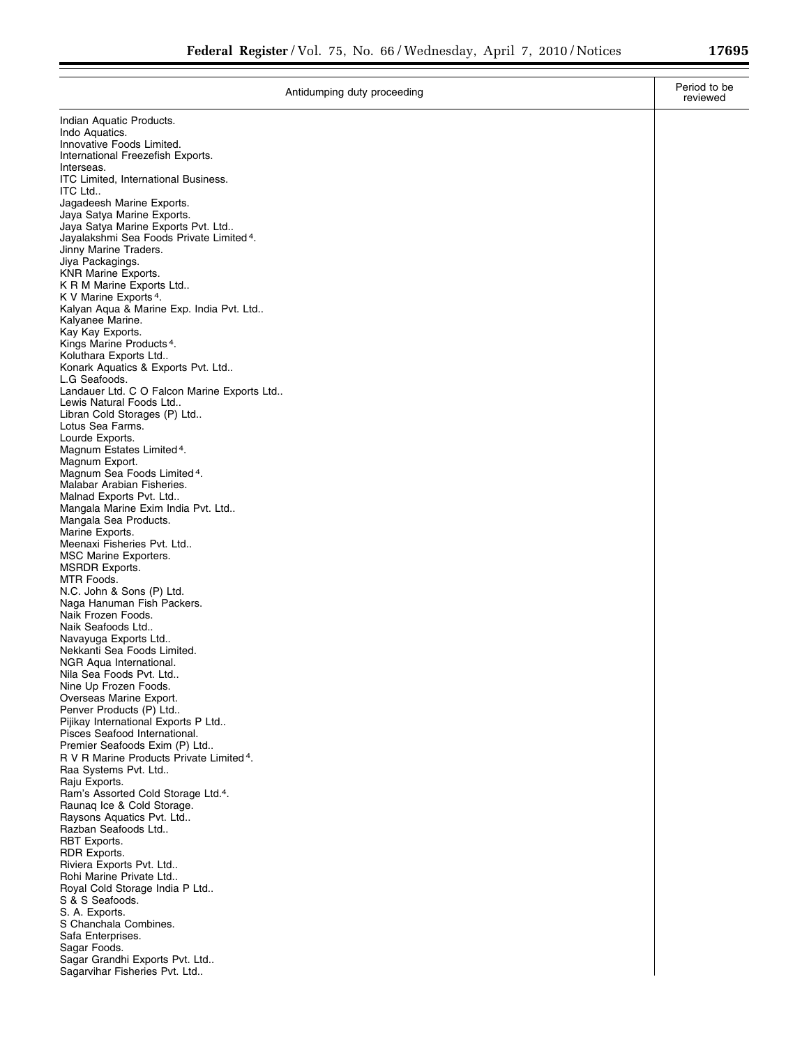| Antidumping duty proceeding | Period to be reviewed |
| --- | --- |
| Indian Aquatic Products. | |
| Indo Aquatics. | |
| Innovative Foods Limited. | |
| International Freezefish Exports. | |
| Interseas. | |
| ITC Limited, International Business. | |
| ITC Ltd.. | |
| Jagadeesh Marine Exports. | |
| Jaya Satya Marine Exports. | |
| Jaya Satya Marine Exports Pvt. Ltd.. | |
| Jayalakshmi Sea Foods Private Limited [4]. | |
| Jinny Marine Traders. | |
| Jiya Packagings. | |
| KNR Marine Exports. | |
| K R M Marine Exports Ltd.. | |
| K V Marine Exports [4]. | |
| Kalyan Aqua & Marine Exp. India Pvt. Ltd.. | |
| Kalyanee Marine. | |
| Kay Kay Exports. | |
| Kings Marine Products [4]. | |
| Koluthara Exports Ltd.. | |
| Konark Aquatics & Exports Pvt. Ltd.. | |
| L.G Seafoods. | |
| Landauer Ltd. C O Falcon Marine Exports Ltd.. | |
| Lewis Natural Foods Ltd.. | |
| Libran Cold Storages (P) Ltd.. | |
| Lotus Sea Farms. | |
| Lourde Exports. | |
| Magnum Estates Limited [4]. | |
| Magnum Export. | |
| Magnum Sea Foods Limited [4]. | |
| Malabar Arabian Fisheries. | |
| Malnad Exports Pvt. Ltd.. | |
| Mangala Marine Exim India Pvt. Ltd.. | |
| Mangala Sea Products. | |
| Marine Exports. | |
| Meenaxi Fisheries Pvt. Ltd.. | |
| MSC Marine Exporters. | |
| MSRDR Exports. | |
| MTR Foods. | |
| N.C. John & Sons (P) Ltd. | |
| Naga Hanuman Fish Packers. | |
| Naik Frozen Foods. | |
| Naik Seafoods Ltd.. | |
| Navayuga Exports Ltd.. | |
| Nekkanti Sea Foods Limited. | |
| NGR Aqua International. | |
| Nila Sea Foods Pvt. Ltd.. | |
| Nine Up Frozen Foods. | |
| Overseas Marine Export. | |
| Penver Products (P) Ltd.. | |
| Pijikay International Exports P Ltd.. | |
| Pisces Seafood International. | |
| Premier Seafoods Exim (P) Ltd.. | |
| R V R Marine Products Private Limited [4]. | |
| Raa Systems Pvt. Ltd.. | |
| Raju Exports. | |
| Ram's Assorted Cold Storage Ltd.[4]. | |
| Raunaq Ice & Cold Storage. | |
| Raysons Aquatics Pvt. Ltd.. | |
| Razban Seafoods Ltd.. | |
| RBT Exports. | |
| RDR Exports. | |
| Riviera Exports Pvt. Ltd.. | |
| Rohi Marine Private Ltd.. | |
| Royal Cold Storage India P Ltd.. | |
| S & S Seafoods. | |
| S. A. Exports. | |
| S Chanchala Combines. | |
| Safa Enterprises. | |
| Sagar Foods. | |
| Sagar Grandhi Exports Pvt. Ltd.. | |
| Sagarvihar Fisheries Pvt. Ltd.. | |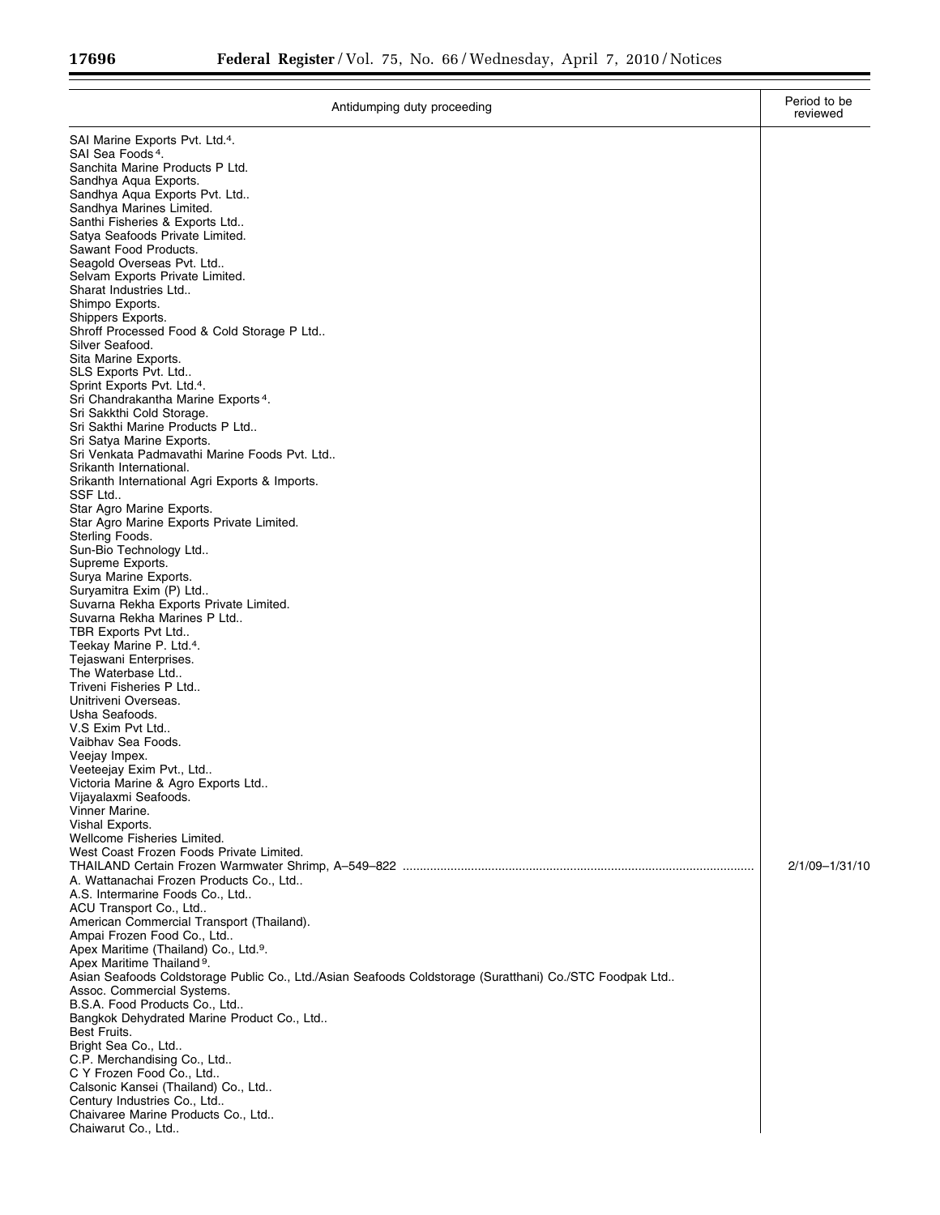| Antidumping duty proceeding | Period to be reviewed |
|---|---|
| SAI Marine Exports Pvt. Ltd.[4]. | |
| SAI Sea Foods [4]. | |
| Sanchita Marine Products P Ltd. | |
| Sandhya Aqua Exports. | |
| Sandhya Aqua Exports Pvt. Ltd.. | |
| Sandhya Marines Limited. | |
| Santhi Fisheries & Exports Ltd.. | |
| Satya Seafoods Private Limited. | |
| Sawant Food Products. | |
| Seagold Overseas Pvt. Ltd.. | |
| Selvam Exports Private Limited. | |
| Sharat Industries Ltd.. | |
| Shimpo Exports. | |
| Shippers Exports. | |
| Shroff Processed Food & Cold Storage P Ltd.. | |
| Silver Seafood. | |
| Sita Marine Exports. | |
| SLS Exports Pvt. Ltd.. | |
| Sprint Exports Pvt. Ltd.[4]. | |
| Sri Chandrakantha Marine Exports [4]. | |
| Sri Sakkthi Cold Storage. | |
| Sri Sakthi Marine Products P Ltd.. | |
| Sri Satya Marine Exports. | |
| Sri Venkata Padmavathi Marine Foods Pvt. Ltd.. | |
| Srikanth International. | |
| Srikanth International Agri Exports & Imports. | |
| SSF Ltd.. | |
| Star Agro Marine Exports. | |
| Star Agro Marine Exports Private Limited. | |
| Sterling Foods. | |
| Sun-Bio Technology Ltd.. | |
| Supreme Exports. | |
| Surya Marine Exports. | |
| Suryamitra Exim (P) Ltd.. | |
| Suvarna Rekha Exports Private Limited. | |
| Suvarna Rekha Marines P Ltd.. | |
| TBR Exports Pvt Ltd.. | |
| Teekay Marine P. Ltd.[4]. | |
| Tejaswani Enterprises. | |
| The Waterbase Ltd.. | |
| Triveni Fisheries P Ltd.. | |
| Unitriveni Overseas. | |
| Usha Seafoods. | |
| V.S Exim Pvt Ltd.. | |
| Vaibhav Sea Foods. | |
| Veejay Impex. | |
| Veeteejay Exim Pvt., Ltd.. | |
| Victoria Marine & Agro Exports Ltd.. | |
| Vijayalaxmi Seafoods. | |
| Vinner Marine. | |
| Vishal Exports. | |
| Wellcome Fisheries Limited. | |
| West Coast Frozen Foods Private Limited. | |
| THAILAND Certain Frozen Warmwater Shrimp, A–549–822 | 2/1/09–1/31/10 |
| A. Wattanachai Frozen Products Co., Ltd.. | |
| A.S. Intermarine Foods Co., Ltd.. | |
| ACU Transport Co., Ltd.. | |
| American Commercial Transport (Thailand). | |
| Ampai Frozen Food Co., Ltd.. | |
| Apex Maritime (Thailand) Co., Ltd.[9]. | |
| Apex Maritime Thailand [9]. | |
| Asian Seafoods Coldstorage Public Co., Ltd./Asian Seafoods Coldstorage (Suratthani) Co./STC Foodpak Ltd.. | |
| Assoc. Commercial Systems. | |
| B.S.A. Food Products Co., Ltd.. | |
| Bangkok Dehydrated Marine Product Co., Ltd.. | |
| Best Fruits. | |
| Bright Sea Co., Ltd.. | |
| C.P. Merchandising Co., Ltd.. | |
| C Y Frozen Food Co., Ltd.. | |
| Calsonic Kansei (Thailand) Co., Ltd.. | |
| Century Industries Co., Ltd.. | |
| Chaivaree Marine Products Co., Ltd.. | |
| Chaiwarut Co., Ltd.. | |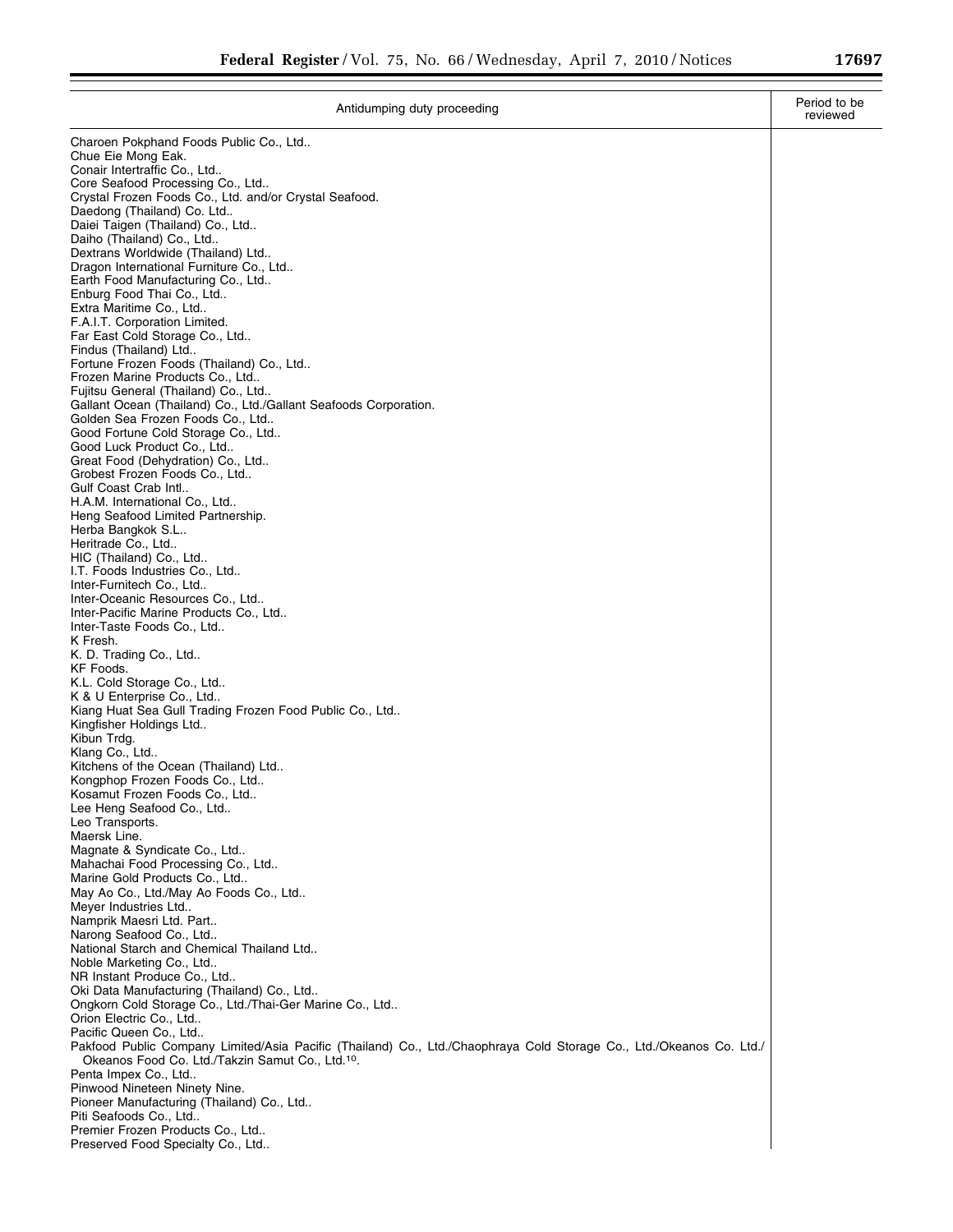| Antidumping duty proceeding | Period to be reviewed |
| --- | --- |
| Charoen Pokphand Foods Public Co., Ltd.. | |
| Chue Eie Mong Eak. | |
| Conair Intertraffic Co., Ltd.. | |
| Core Seafood Processing Co., Ltd.. | |
| Crystal Frozen Foods Co., Ltd. and/or Crystal Seafood. | |
| Daedong (Thailand) Co. Ltd.. | |
| Daiei Taigen (Thailand) Co., Ltd.. | |
| Daiho (Thailand) Co., Ltd.. | |
| Dextrans Worldwide (Thailand) Ltd.. | |
| Dragon International Furniture Co., Ltd.. | |
| Earth Food Manufacturing Co., Ltd.. | |
| Enburg Food Thai Co., Ltd.. | |
| Extra Maritime Co., Ltd.. | |
| F.A.I.T. Corporation Limited. | |
| Far East Cold Storage Co., Ltd.. | |
| Findus (Thailand) Ltd.. | |
| Fortune Frozen Foods (Thailand) Co., Ltd.. | |
| Frozen Marine Products Co., Ltd.. | |
| Fujitsu General (Thailand) Co., Ltd.. | |
| Gallant Ocean (Thailand) Co., Ltd./Gallant Seafoods Corporation. | |
| Golden Sea Frozen Foods Co., Ltd.. | |
| Good Fortune Cold Storage Co., Ltd.. | |
| Good Luck Product Co., Ltd.. | |
| Great Food (Dehydration) Co., Ltd.. | |
| Grobest Frozen Foods Co., Ltd.. | |
| Gulf Coast Crab Intl.. | |
| H.A.M. International Co., Ltd.. | |
| Heng Seafood Limited Partnership. | |
| Herba Bangkok S.L.. | |
| Heritrade Co., Ltd.. | |
| HIC (Thailand) Co., Ltd.. | |
| I.T. Foods Industries Co., Ltd.. | |
| Inter-Furnitech Co., Ltd.. | |
| Inter-Oceanic Resources Co., Ltd.. | |
| Inter-Pacific Marine Products Co., Ltd.. | |
| Inter-Taste Foods Co., Ltd.. | |
| K Fresh. | |
| K. D. Trading Co., Ltd.. | |
| KF Foods. | |
| K.L. Cold Storage Co., Ltd.. | |
| K & U Enterprise Co., Ltd.. | |
| Kiang Huat Sea Gull Trading Frozen Food Public Co., Ltd.. | |
| Kingfisher Holdings Ltd.. | |
| Kibun Trdg. | |
| Klang Co., Ltd.. | |
| Kitchens of the Ocean (Thailand) Ltd.. | |
| Kongphop Frozen Foods Co., Ltd.. | |
| Kosamut Frozen Foods Co., Ltd.. | |
| Lee Heng Seafood Co., Ltd.. | |
| Leo Transports. | |
| Maersk Line. | |
| Magnate & Syndicate Co., Ltd.. | |
| Mahachai Food Processing Co., Ltd.. | |
| Marine Gold Products Co., Ltd.. | |
| May Ao Co., Ltd./May Ao Foods Co., Ltd.. | |
| Meyer Industries Ltd.. | |
| Namprik Maesri Ltd. Part.. | |
| Narong Seafood Co., Ltd.. | |
| National Starch and Chemical Thailand Ltd.. | |
| Noble Marketing Co., Ltd.. | |
| NR Instant Produce Co., Ltd.. | |
| Oki Data Manufacturing (Thailand) Co., Ltd.. | |
| Ongkorn Cold Storage Co., Ltd./Thai-Ger Marine Co., Ltd.. | |
| Orion Electric Co., Ltd.. | |
| Pacific Queen Co., Ltd.. | |
| Pakfood Public Company Limited/Asia Pacific (Thailand) Co., Ltd./Chaophraya Cold Storage Co., Ltd./Okeanos Co. Ltd./ Okeanos Food Co. Ltd./Takzin Samut Co., Ltd.[10]. | |
| Penta Impex Co., Ltd.. | |
| Pinwood Nineteen Ninety Nine. | |
| Pioneer Manufacturing (Thailand) Co., Ltd.. | |
| Piti Seafoods Co., Ltd.. | |
| Premier Frozen Products Co., Ltd.. | |
| Preserved Food Specialty Co., Ltd.. | |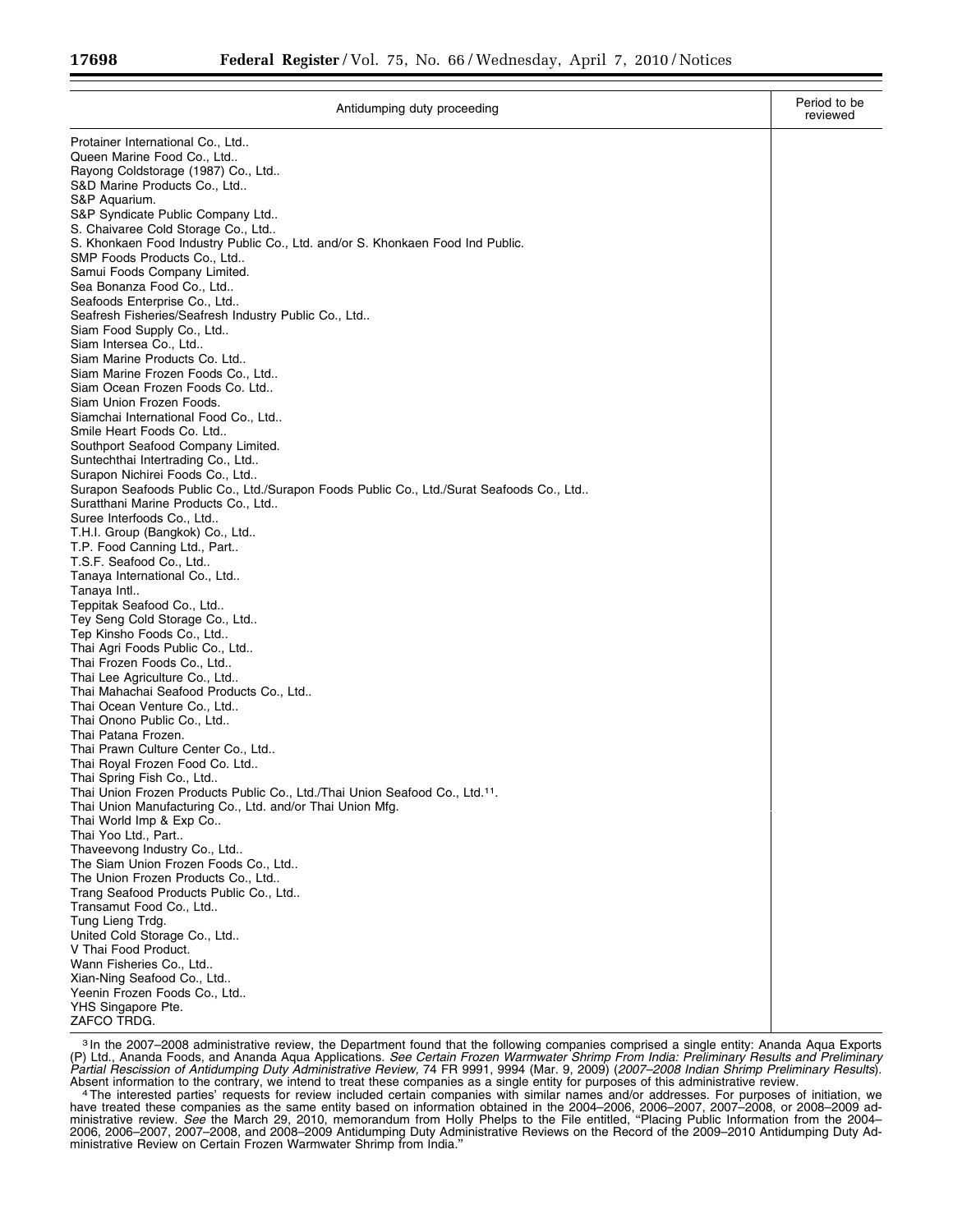| Antidumping duty proceeding | Period to be reviewed |
|---|---|
| Protainer International Co., Ltd.. | |
| Queen Marine Food Co., Ltd.. | |
| Rayong Coldstorage (1987) Co., Ltd.. | |
| S&D Marine Products Co., Ltd.. | |
| S&P Aquarium. | |
| S&P Syndicate Public Company Ltd.. | |
| S. Chaivaree Cold Storage Co., Ltd.. | |
| S. Khonkaen Food Industry Public Co., Ltd. and/or S. Khonkaen Food Ind Public. | |
| SMP Foods Products Co., Ltd.. | |
| Samui Foods Company Limited. | |
| Sea Bonanza Food Co., Ltd.. | |
| Seafoods Enterprise Co., Ltd.. | |
| Seafresh Fisheries/Seafresh Industry Public Co., Ltd.. | |
| Siam Food Supply Co., Ltd.. | |
| Siam Intersea Co., Ltd.. | |
| Siam Marine Products Co. Ltd.. | |
| Siam Marine Frozen Foods Co., Ltd.. | |
| Siam Ocean Frozen Foods Co. Ltd.. | |
| Siam Union Frozen Foods. | |
| Siamchai International Food Co., Ltd.. | |
| Smile Heart Foods Co. Ltd.. | |
| Southport Seafood Company Limited. | |
| Suntechthai Intertrading Co., Ltd.. | |
| Surapon Nichirei Foods Co., Ltd.. | |
| Surapon Seafoods Public Co., Ltd./Surapon Foods Public Co., Ltd./Surat Seafoods Co., Ltd.. | |
| Suratthani Marine Products Co., Ltd.. | |
| Suree Interfoods Co., Ltd.. | |
| T.H.I. Group (Bangkok) Co., Ltd.. | |
| T.P. Food Canning Ltd., Part.. | |
| T.S.F. Seafood Co., Ltd.. | |
| Tanaya International Co., Ltd.. | |
| Tanaya Intl.. | |
| Teppitak Seafood Co., Ltd.. | |
| Tey Seng Cold Storage Co., Ltd.. | |
| Tep Kinsho Foods Co., Ltd.. | |
| Thai Agri Foods Public Co., Ltd.. | |
| Thai Frozen Foods Co., Ltd.. | |
| Thai Lee Agriculture Co., Ltd.. | |
| Thai Mahachai Seafood Products Co., Ltd.. | |
| Thai Ocean Venture Co., Ltd.. | |
| Thai Onono Public Co., Ltd.. | |
| Thai Patana Frozen. | |
| Thai Prawn Culture Center Co., Ltd.. | |
| Thai Royal Frozen Food Co. Ltd.. | |
| Thai Spring Fish Co., Ltd.. | |
| Thai Union Frozen Products Public Co., Ltd./Thai Union Seafood Co., Ltd.[11]. | |
| Thai Union Manufacturing Co., Ltd. and/or Thai Union Mfg. | |
| Thai World Imp & Exp Co.. | |
| Thai Yoo Ltd., Part.. | |
| Thaveevong Industry Co., Ltd.. | |
| The Siam Union Frozen Foods Co., Ltd.. | |
| The Union Frozen Products Co., Ltd.. | |
| Trang Seafood Products Public Co., Ltd.. | |
| Transamut Food Co., Ltd.. | |
| Tung Lieng Trdg. | |
| United Cold Storage Co., Ltd.. | |
| V Thai Food Product. | |
| Wann Fisheries Co., Ltd.. | |
| Xian-Ning Seafood Co., Ltd.. | |
| Yeenin Frozen Foods Co., Ltd.. | |
| YHS Singapore Pte. | |
| ZAFCO TRDG. | |

[3] In the 2007–2008 administrative review, the Department found that the following companies comprised a single entity: Ananda Aqua Exports (P) Ltd., Ananda Foods, and Ananda Aqua Applications. *See Certain Frozen Warmwater Shrimp From India: Preliminary Results and Preliminary Partial Rescission of Antidumping Duty Administrative Review,* 74 FR 9991, 9994 (Mar. 9, 2009) (*2007–2008 Indian Shrimp Preliminary Results*). Absent information to the contrary, we intend to treat these companies as a single entity for purposes of this administrative review.

[4] The interested parties' requests for review included certain companies with similar names and/or addresses. For purposes of initiation, we have treated these companies as the same entity based on information obtained in the 2004–2006, 2006–2007, 2007–2008, or 2008–2009 administrative review. *See* the March 29, 2010, memorandum from Holly Phelps to the File entitled, "Placing Public Information from the 2004–2006, 2006–2007, 2007–2008, and 2008–2009 Antidumping Duty Administrative Reviews on the Record of the 2009–2010 Antidumping Duty Administrative Review on Certain Frozen Warmwater Shrimp from India."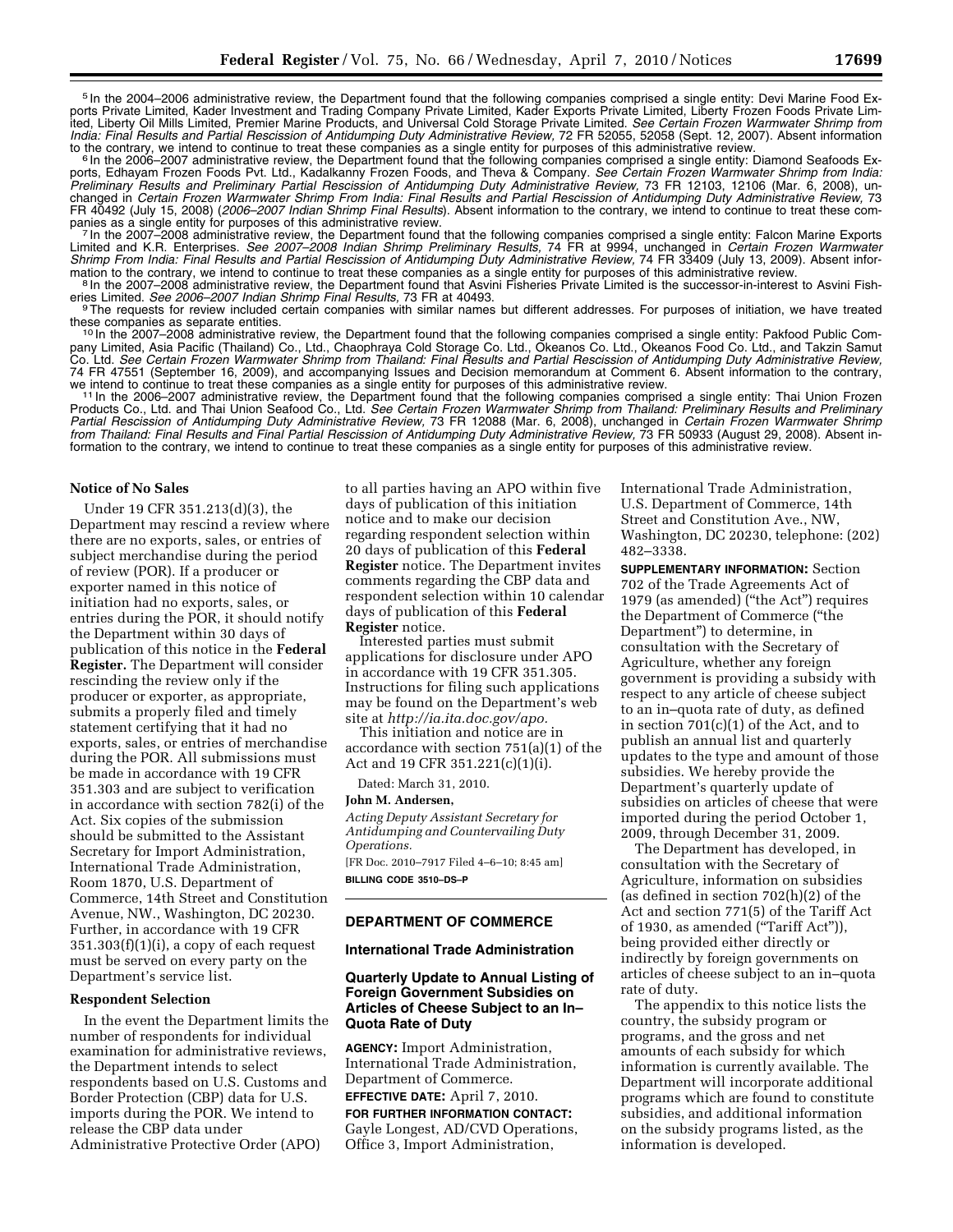[5] In the 2004–2006 administrative review, the Department found that the following companies comprised a single entity: Devi Marine Food Exports Private Limited, Kader Investment and Trading Company Private Limited, Kader Exports Private Limited, Liberty Frozen Foods Private Limited, Liberty Oil Mills Limited, Premier Marine Products, and Universal Cold Storage Private Limited. *See Certain Frozen Warmwater Shrimp from India: Final Results and Partial Rescission of Antidumping Duty Administrative Review,* 72 FR 52055, 52058 (Sept. 12, 2007). Absent information to the contrary, we intend to continue to treat these companies as a single entity for purposes of this administrative review.

[6] In the 2006–2007 administrative review, the Department found that the following companies comprised a single entity: Diamond Seafoods Exports, Edhayam Frozen Foods Pvt. Ltd., Kadalkanny Frozen Foods, and Theva & Company. *See Certain Frozen Warmwater Shrimp from India: Preliminary Results and Preliminary Partial Rescission of Antidumping Duty Administrative Review,* 73 FR 12103, 12106 (Mar. 6, 2008), unchanged in *Certain Frozen Warmwater Shrimp From India: Final Results and Partial Rescission of Antidumping Duty Administrative Review,* 73 FR 40492 (July 15, 2008) (*2006–2007 Indian Shrimp Final Results*). Absent information to the contrary, we intend to continue to treat these companies as a single entity for purposes of this administrative review.

[7] In the 2007–2008 administrative review, the Department found that the following companies comprised a single entity: Falcon Marine Exports Limited and K.R. Enterprises. *See 2007–2008 Indian Shrimp Preliminary Results,* 74 FR at 9994, unchanged in *Certain Frozen Warmwater Shrimp From India: Final Results and Partial Rescission of Antidumping Duty Administrative Review,* 74 FR 33409 (July 13, 2009). Absent information to the contrary, we intend to continue to treat these companies as a single entity for purposes of this administrative review.

[8] In the 2007–2008 administrative review, the Department found that Asvini Fisheries Private Limited is the successor-in-interest to Asvini Fisheries Limited. *See 2006–2007 Indian Shrimp Final Results,* 73 FR at 40493.

[9] The requests for review included certain companies with similar names but different addresses. For purposes of initiation, we have treated these companies as separate entities.

[10] In the 2007–2008 administrative review, the Department found that the following companies comprised a single entity: Pakfood Public Company Limited, Asia Pacific (Thailand) Co., Ltd., Chaophraya Cold Storage Co. Ltd., Okeanos Co. Ltd., Okeanos Food Co. Ltd., and Takzin Samut Co. Ltd. *See Certain Frozen Warmwater Shrimp from Thailand: Final Results and Partial Rescission of Antidumping Duty Administrative Review,* 74 FR 47551 (September 16, 2009), and accompanying Issues and Decision memorandum at Comment 6. Absent information to the contrary, we intend to continue to treat these companies as a single entity for purposes of this administrative review.

[11] In the 2006–2007 administrative review, the Department found that the following companies comprised a single entity: Thai Union Frozen Products Co., Ltd. and Thai Union Seafood Co., Ltd. *See Certain Frozen Warmwater Shrimp from Thailand: Preliminary Results and Preliminary Partial Rescission of Antidumping Duty Administrative Review,* 73 FR 12088 (Mar. 6, 2008), unchanged in *Certain Frozen Warmwater Shrimp from Thailand: Final Results and Final Partial Rescission of Antidumping Duty Administrative Review,* 73 FR 50933 (August 29, 2008). Absent information to the contrary, we intend to continue to treat these companies as a single entity for purposes of this administrative review.

**Notice of No Sales**

Under 19 CFR 351.213(d)(3), the Department may rescind a review where there are no exports, sales, or entries of subject merchandise during the period of review (POR). If a producer or exporter named in this notice of initiation had no exports, sales, or entries during the POR, it should notify the Department within 30 days of publication of this notice in the **Federal Register.** The Department will consider rescinding the review only if the producer or exporter, as appropriate, submits a properly filed and timely statement certifying that it had no exports, sales, or entries of merchandise during the POR. All submissions must be made in accordance with 19 CFR 351.303 and are subject to verification in accordance with section 782(i) of the Act. Six copies of the submission should be submitted to the Assistant Secretary for Import Administration, International Trade Administration, Room 1870, U.S. Department of Commerce, 14th Street and Constitution Avenue, NW., Washington, DC 20230. Further, in accordance with 19 CFR 351.303(f)(1)(i), a copy of each request must be served on every party on the Department's service list.

**Respondent Selection**

In the event the Department limits the number of respondents for individual examination for administrative reviews, the Department intends to select respondents based on U.S. Customs and Border Protection (CBP) data for U.S. imports during the POR. We intend to release the CBP data under Administrative Protective Order (APO) to all parties having an APO within five days of publication of this initiation notice and to make our decision regarding respondent selection within 20 days of publication of this **Federal Register** notice. The Department invites comments regarding the CBP data and respondent selection within 10 calendar days of publication of this **Federal Register** notice.

Interested parties must submit applications for disclosure under APO in accordance with 19 CFR 351.305. Instructions for filing such applications may be found on the Department's web site at *http://ia.ita.doc.gov/apo.*

This initiation and notice are in accordance with section 751(a)(1) of the Act and 19 CFR 351.221(c)(1)(i).

Dated: March 31, 2010.

**John M. Andersen,**

*Acting Deputy Assistant Secretary for Antidumping and Countervailing Duty Operations.*

[FR Doc. 2010–7917 Filed 4–6–10; 8:45 am]

**BILLING CODE 3510–DS–P**

## DEPARTMENT OF COMMERCE

### International Trade Administration

### Quarterly Update to Annual Listing of Foreign Government Subsidies on Articles of Cheese Subject to an In–Quota Rate of Duty

**AGENCY:** Import Administration, International Trade Administration, Department of Commerce.

**EFFECTIVE DATE:** April 7, 2010.

**FOR FURTHER INFORMATION CONTACT:** Gayle Longest, AD/CVD Operations, Office 3, Import Administration, International Trade Administration, U.S. Department of Commerce, 14th Street and Constitution Ave., NW, Washington, DC 20230, telephone: (202) 482–3338.

**SUPPLEMENTARY INFORMATION:** Section 702 of the Trade Agreements Act of 1979 (as amended) ("the Act") requires the Department of Commerce ("the Department") to determine, in consultation with the Secretary of Agriculture, whether any foreign government is providing a subsidy with respect to any article of cheese subject to an in–quota rate of duty, as defined in section 701(c)(1) of the Act, and to publish an annual list and quarterly updates to the type and amount of those subsidies. We hereby provide the Department's quarterly update of subsidies on articles of cheese that were imported during the period October 1, 2009, through December 31, 2009.

The Department has developed, in consultation with the Secretary of Agriculture, information on subsidies (as defined in section 702(h)(2) of the Act and section 771(5) of the Tariff Act of 1930, as amended ("Tariff Act")), being provided either directly or indirectly by foreign governments on articles of cheese subject to an in–quota rate of duty.

The appendix to this notice lists the country, the subsidy program or programs, and the gross and net amounts of each subsidy for which information is currently available. The Department will incorporate additional programs which are found to constitute subsidies, and additional information on the subsidy programs listed, as the information is developed.